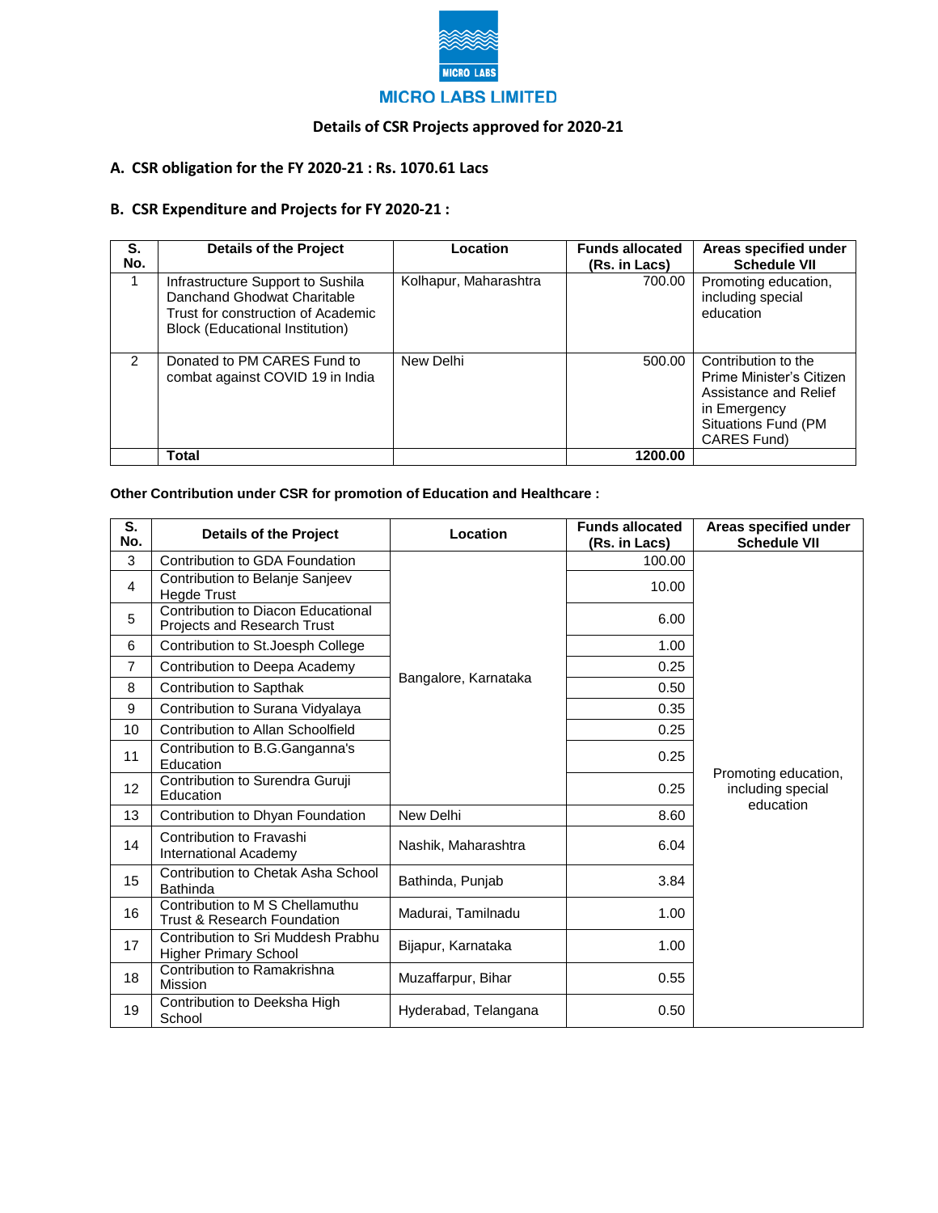# MICRO LABS LIMITED

## Details of CSR Projects approved for 2020-21

### A. CSR obligation for the FY 2020-21 : Rs. 1070.61 Lacs

### B. CSR Expenditure and Projects for FY 2020-21 :

| S. No. | Details of the Project | Location | Funds allocated (Rs. in Lacs) | Areas specified under Schedule VII |
|---|---|---|---|---|
| 1 | Infrastructure Support to Sushila Danchand Ghodwat Charitable Trust for construction of Academic Block (Educational Institution) | Kolhapur, Maharashtra | 700.00 | Promoting education, including special education |
| 2 | Donated to PM CARES Fund to combat against COVID 19 in India | New Delhi | 500.00 | Contribution to the Prime Minister's Citizen Assistance and Relief in Emergency Situations Fund (PM CARES Fund) |
| | **Total** | | **1200.00** | |

**Other Contribution under CSR for promotion of Education and Healthcare :**

| S. No. | Details of the Project | Location | Funds allocated (Rs. in Lacs) | Areas specified under Schedule VII |
|---|---|---|---|---|
| 3 | Contribution to GDA Foundation | Bangalore, Karnataka | 100.00 | Promoting education, including special education |
| 4 | Contribution to Belanje Sanjeev Hegde Trust | | 10.00 | |
| 5 | Contribution to Diacon Educational Projects and Research Trust | | 6.00 | |
| 6 | Contribution to St.Joesph College | | 1.00 | |
| 7 | Contribution to Deepa Academy | | 0.25 | |
| 8 | Contribution to Sapthak | | 0.50 | |
| 9 | Contribution to Surana Vidyalaya | | 0.35 | |
| 10 | Contribution to Allan Schoolfield | | 0.25 | |
| 11 | Contribution to B.G.Ganganna's Education | | 0.25 | |
| 12 | Contribution to Surendra Guruji Education | | 0.25 | |
| 13 | Contribution to Dhyan Foundation | New Delhi | 8.60 | |
| 14 | Contribution to Fravashi International Academy | Nashik, Maharashtra | 6.04 | |
| 15 | Contribution to Chetak Asha School Bathinda | Bathinda, Punjab | 3.84 | |
| 16 | Contribution to M S Chellamuthu Trust & Research Foundation | Madurai, Tamilnadu | 1.00 | |
| 17 | Contribution to Sri Muddesh Prabhu Higher Primary School | Bijapur, Karnataka | 1.00 | |
| 18 | Contribution to Ramakrishna Mission | Muzaffarpur, Bihar | 0.55 | |
| 19 | Contribution to Deeksha High School | Hyderabad, Telangana | 0.50 | |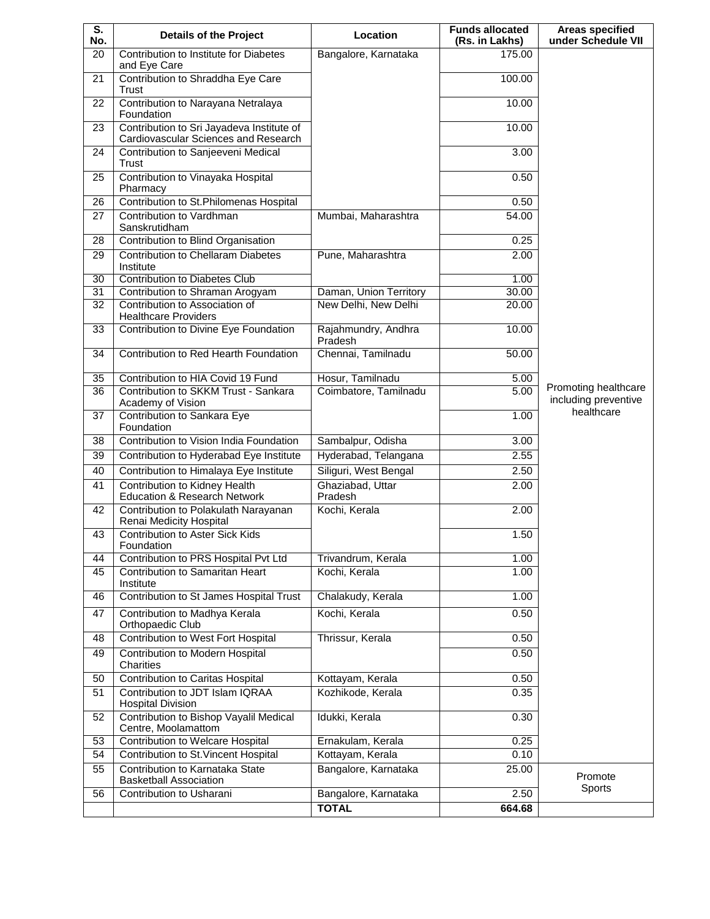| S. No. | Details of the Project | Location | Funds allocated (Rs. in Lakhs) | Areas specified under Schedule VII |
|---|---|---|---|---|
| 20 | Contribution to Institute for Diabetes and Eye Care | Bangalore, Karnataka | 175.00 | Promoting healthcare including preventive healthcare |
| 21 | Contribution to Shraddha Eye Care Trust | | 100.00 | |
| 22 | Contribution to Narayana Netralaya Foundation | | 10.00 | |
| 23 | Contribution to Sri Jayadeva Institute of Cardiovascular Sciences and Research | | 10.00 | |
| 24 | Contribution to Sanjeeveni Medical Trust | | 3.00 | |
| 25 | Contribution to Vinayaka Hospital Pharmacy | | 0.50 | |
| 26 | Contribution to St.Philomenas Hospital | | 0.50 | |
| 27 | Contribution to Vardhman Sanskrutidham | Mumbai, Maharashtra | 54.00 | |
| 28 | Contribution to Blind Organisation | | 0.25 | |
| 29 | Contribution to Chellaram Diabetes Institute | Pune, Maharashtra | 2.00 | |
| 30 | Contribution to Diabetes Club | | 1.00 | |
| 31 | Contribution to Shraman Arogyam | Daman, Union Territory | 30.00 | |
| 32 | Contribution to Association of Healthcare Providers | New Delhi, New Delhi | 20.00 | |
| 33 | Contribution to Divine Eye Foundation | Rajahmundry, Andhra Pradesh | 10.00 | |
| 34 | Contribution to Red Hearth Foundation | Chennai, Tamilnadu | 50.00 | |
| 35 | Contribution to HIA Covid 19 Fund | Hosur, Tamilnadu | 5.00 | |
| 36 | Contribution to SKKM Trust - Sankara Academy of Vision | Coimbatore, Tamilnadu | 5.00 | |
| 37 | Contribution to Sankara Eye Foundation | | 1.00 | |
| 38 | Contribution to Vision India Foundation | Sambalpur, Odisha | 3.00 | |
| 39 | Contribution to Hyderabad Eye Institute | Hyderabad, Telangana | 2.55 | |
| 40 | Contribution to Himalaya Eye Institute | Siliguri, West Bengal | 2.50 | |
| 41 | Contribution to Kidney Health Education & Research Network | Ghaziabad, Uttar Pradesh | 2.00 | |
| 42 | Contribution to Polakulath Narayanan Renai Medicity Hospital | Kochi, Kerala | 2.00 | |
| 43 | Contribution to Aster Sick Kids Foundation | | 1.50 | |
| 44 | Contribution to PRS Hospital Pvt Ltd | Trivandrum, Kerala | 1.00 | |
| 45 | Contribution to Samaritan Heart Institute | Kochi, Kerala | 1.00 | |
| 46 | Contribution to St James Hospital Trust | Chalakudy, Kerala | 1.00 | |
| 47 | Contribution to Madhya Kerala Orthopaedic Club | Kochi, Kerala | 0.50 | |
| 48 | Contribution to West Fort Hospital | Thrissur, Kerala | 0.50 | |
| 49 | Contribution to Modern Hospital Charities | | 0.50 | |
| 50 | Contribution to Caritas Hospital | Kottayam, Kerala | 0.50 | |
| 51 | Contribution to JDT Islam IQRAA Hospital Division | Kozhikode, Kerala | 0.35 | |
| 52 | Contribution to Bishop Vayalil Medical Centre, Moolamattom | Idukki, Kerala | 0.30 | |
| 53 | Contribution to Welcare Hospital | Ernakulam, Kerala | 0.25 | |
| 54 | Contribution to St.Vincent Hospital | Kottayam, Kerala | 0.10 | |
| 55 | Contribution to Karnataka State Basketball Association | Bangalore, Karnataka | 25.00 | Promote Sports |
| 56 | Contribution to Usharani | Bangalore, Karnataka | 2.50 | |
| | | **TOTAL** | **664.68** | |